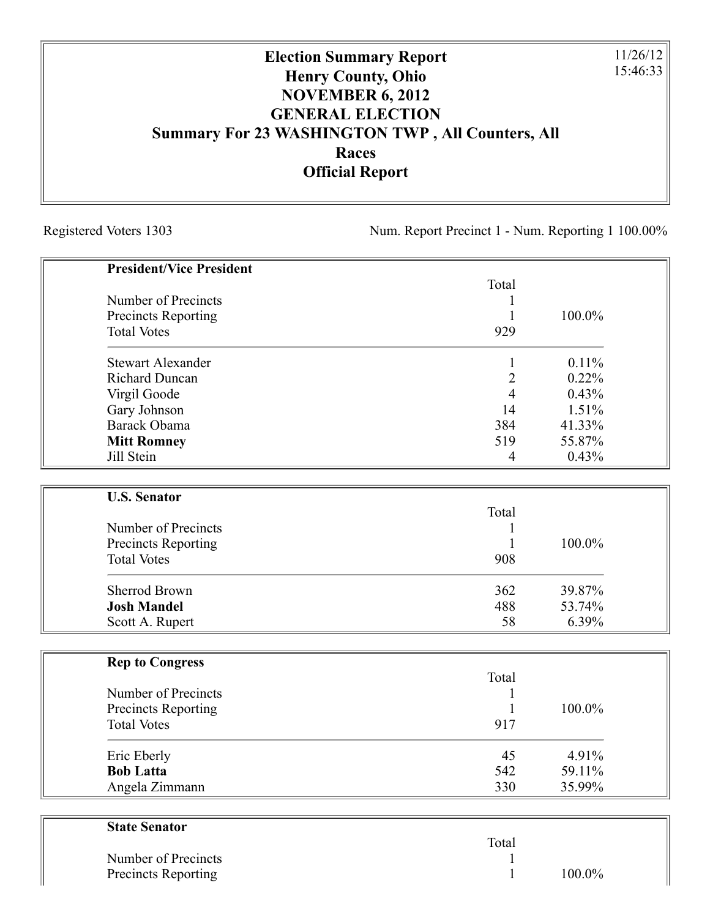# Election Summary Report
## Henry County, Ohio
## NOVEMBER 6, 2012
## GENERAL ELECTION
## Summary For 23 WASHINGTON TWP , All Counters, All Races
## Official Report

11/26/12
15:46:33

Registered Voters 1303

Num. Report Precinct 1 - Num. Reporting 1 100.00%

### President/Vice President

| | Total | |
|---|---|---|
| Number of Precincts | 1 | |
| Precincts Reporting | 1 | 100.0% |
| Total Votes | 929 | |
| Stewart Alexander | 1 | 0.11% |
| Richard Duncan | 2 | 0.22% |
| Virgil Goode | 4 | 0.43% |
| Gary Johnson | 14 | 1.51% |
| Barack Obama | 384 | 41.33% |
| **Mitt Romney** | 519 | 55.87% |
| Jill Stein | 4 | 0.43% |

### U.S. Senator

| | Total | |
|---|---|---|
| Number of Precincts | 1 | |
| Precincts Reporting | 1 | 100.0% |
| Total Votes | 908 | |
| Sherrod Brown | 362 | 39.87% |
| **Josh Mandel** | 488 | 53.74% |
| Scott A. Rupert | 58 | 6.39% |

### Rep to Congress

| | Total | |
|---|---|---|
| Number of Precincts | 1 | |
| Precincts Reporting | 1 | 100.0% |
| Total Votes | 917 | |
| Eric Eberly | 45 | 4.91% |
| **Bob Latta** | 542 | 59.11% |
| Angela Zimmann | 330 | 35.99% |

### State Senator

| | Total | |
|---|---|---|
| Number of Precincts | 1 | |
| Precincts Reporting | 1 | 100.0% |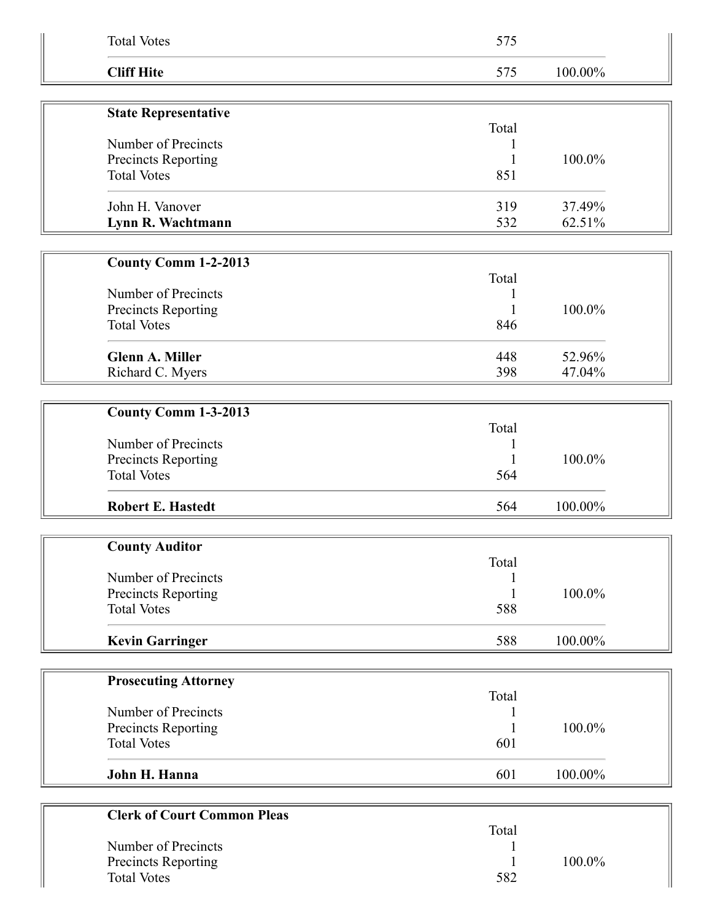| | | |
|---|---|---|
| Total Votes | 575 | |
| **Cliff Hite** | 575 | 100.00% |

| **State Representative** | | |
|---|---|---|
| | Total | |
| Number of Precincts | 1 | |
| Precincts Reporting | 1 | 100.0% |
| Total Votes | 851 | |
| John H. Vanover | 319 | 37.49% |
| **Lynn R. Wachtmann** | 532 | 62.51% |

| **County Comm 1-2-2013** | | |
|---|---|---|
| | Total | |
| Number of Precincts | 1 | |
| Precincts Reporting | 1 | 100.0% |
| Total Votes | 846 | |
| **Glenn A. Miller** | 448 | 52.96% |
| Richard C. Myers | 398 | 47.04% |

| **County Comm 1-3-2013** | | |
|---|---|---|
| | Total | |
| Number of Precincts | 1 | |
| Precincts Reporting | 1 | 100.0% |
| Total Votes | 564 | |
| **Robert E. Hastedt** | 564 | 100.00% |

| **County Auditor** | | |
|---|---|---|
| | Total | |
| Number of Precincts | 1 | |
| Precincts Reporting | 1 | 100.0% |
| Total Votes | 588 | |
| **Kevin Garringer** | 588 | 100.00% |

| **Prosecuting Attorney** | | |
|---|---|---|
| | Total | |
| Number of Precincts | 1 | |
| Precincts Reporting | 1 | 100.0% |
| Total Votes | 601 | |
| **John H. Hanna** | 601 | 100.00% |

| **Clerk of Court Common Pleas** | | |
|---|---|---|
| | Total | |
| Number of Precincts | 1 | |
| Precincts Reporting | 1 | 100.0% |
| Total Votes | 582 | |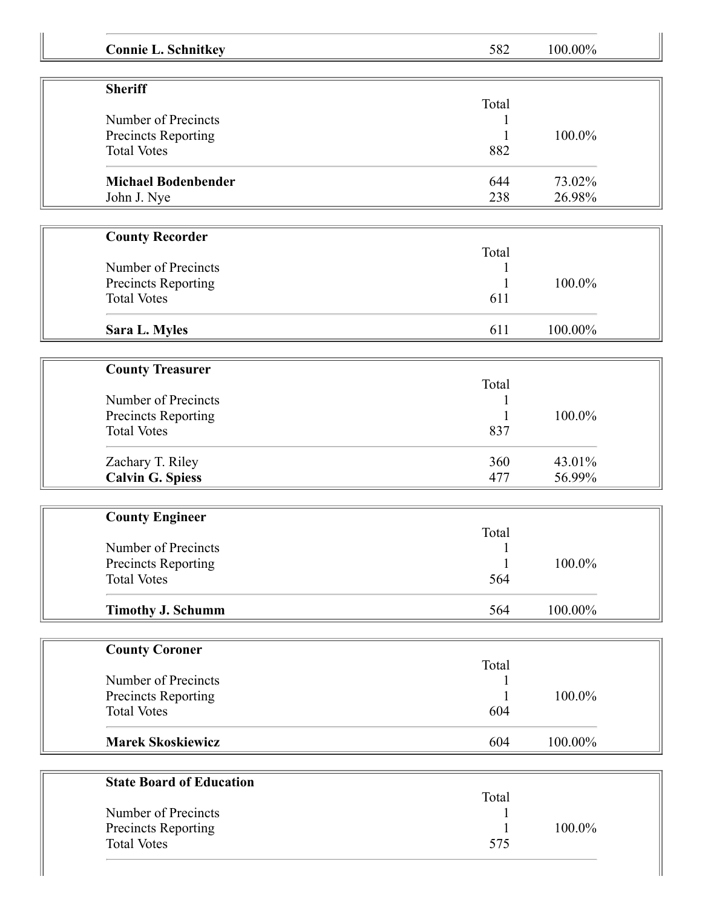| | | |
|---|---|---|
| **Connie L. Schnitkey** | 582 | 100.00% |

| **Sheriff** | | |
|---|---|---|
| | Total | |
| Number of Precincts | 1 | |
| Precincts Reporting | 1 | 100.0% |
| Total Votes | 882 | |
| **Michael Bodenbender** | 644 | 73.02% |
| John J. Nye | 238 | 26.98% |

| **County Recorder** | | |
|---|---|---|
| | Total | |
| Number of Precincts | 1 | |
| Precincts Reporting | 1 | 100.0% |
| Total Votes | 611 | |
| **Sara L. Myles** | 611 | 100.00% |

| **County Treasurer** | | |
|---|---|---|
| | Total | |
| Number of Precincts | 1 | |
| Precincts Reporting | 1 | 100.0% |
| Total Votes | 837 | |
| Zachary T. Riley | 360 | 43.01% |
| **Calvin G. Spiess** | 477 | 56.99% |

| **County Engineer** | | |
|---|---|---|
| | Total | |
| Number of Precincts | 1 | |
| Precincts Reporting | 1 | 100.0% |
| Total Votes | 564 | |
| **Timothy J. Schumm** | 564 | 100.00% |

| **County Coroner** | | |
|---|---|---|
| | Total | |
| Number of Precincts | 1 | |
| Precincts Reporting | 1 | 100.0% |
| Total Votes | 604 | |
| **Marek Skoskiewicz** | 604 | 100.00% |

| **State Board of Education** | | |
|---|---|---|
| | Total | |
| Number of Precincts | 1 | |
| Precincts Reporting | 1 | 100.0% |
| Total Votes | 575 | |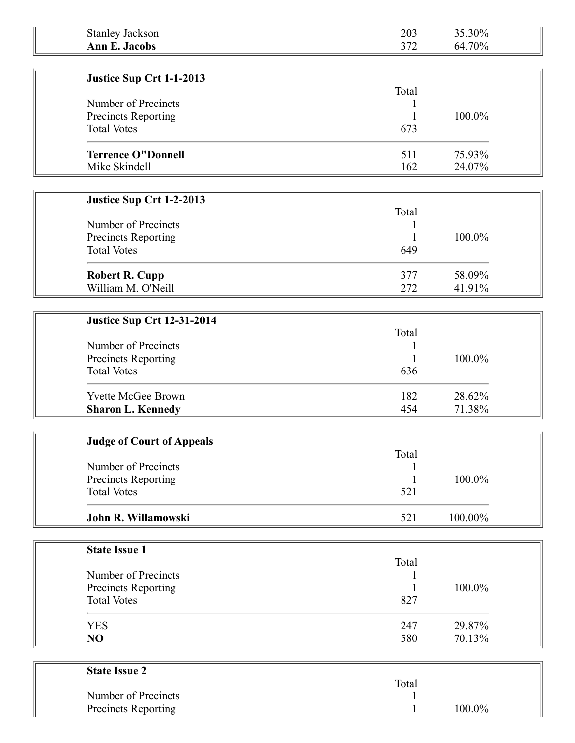| | | |
|---|---|---|
| Stanley Jackson | 203 | 35.30% |
| **Ann E. Jacobs** | 372 | 64.70% |

| **Justice Sup Crt 1-1-2013** | Total | |
|---|---|---|
| Number of Precincts | 1 | |
| Precincts Reporting | 1 | 100.0% |
| Total Votes | 673 | |
| **Terrence O"Donnell** | 511 | 75.93% |
| Mike Skindell | 162 | 24.07% |

| **Justice Sup Crt 1-2-2013** | Total | |
|---|---|---|
| Number of Precincts | 1 | |
| Precincts Reporting | 1 | 100.0% |
| Total Votes | 649 | |
| **Robert R. Cupp** | 377 | 58.09% |
| William M. O'Neill | 272 | 41.91% |

| **Justice Sup Crt 12-31-2014** | Total | |
|---|---|---|
| Number of Precincts | 1 | |
| Precincts Reporting | 1 | 100.0% |
| Total Votes | 636 | |
| Yvette McGee Brown | 182 | 28.62% |
| **Sharon L. Kennedy** | 454 | 71.38% |

| **Judge of Court of Appeals** | Total | |
|---|---|---|
| Number of Precincts | 1 | |
| Precincts Reporting | 1 | 100.0% |
| Total Votes | 521 | |
| **John R. Willamowski** | 521 | 100.00% |

| **State Issue 1** | Total | |
|---|---|---|
| Number of Precincts | 1 | |
| Precincts Reporting | 1 | 100.0% |
| Total Votes | 827 | |
| YES | 247 | 29.87% |
| **NO** | 580 | 70.13% |

| **State Issue 2** | Total | |
|---|---|---|
| Number of Precincts | 1 | |
| Precincts Reporting | 1 | 100.0% |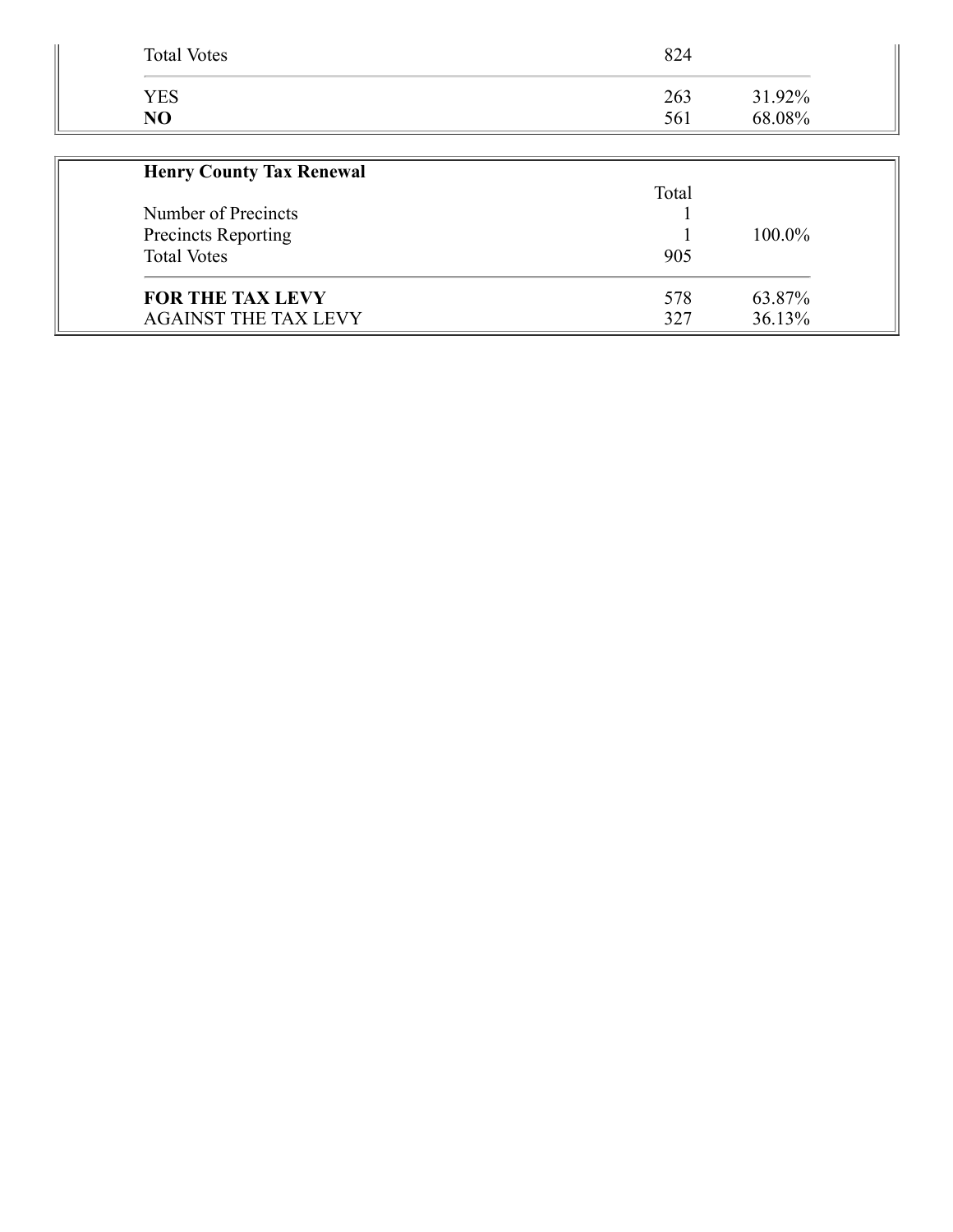| | | |
|---|---|---|
| Total Votes | 824 | |
| YES | 263 | 31.92% |
| **NO** | 561 | 68.08% |

**Henry County Tax Renewal**

| | Total | |
|---|---|---|
| Number of Precincts | 1 | |
| Precincts Reporting | 1 | 100.0% |
| Total Votes | 905 | |
| **FOR THE TAX LEVY** | 578 | 63.87% |
| AGAINST THE TAX LEVY | 327 | 36.13% |